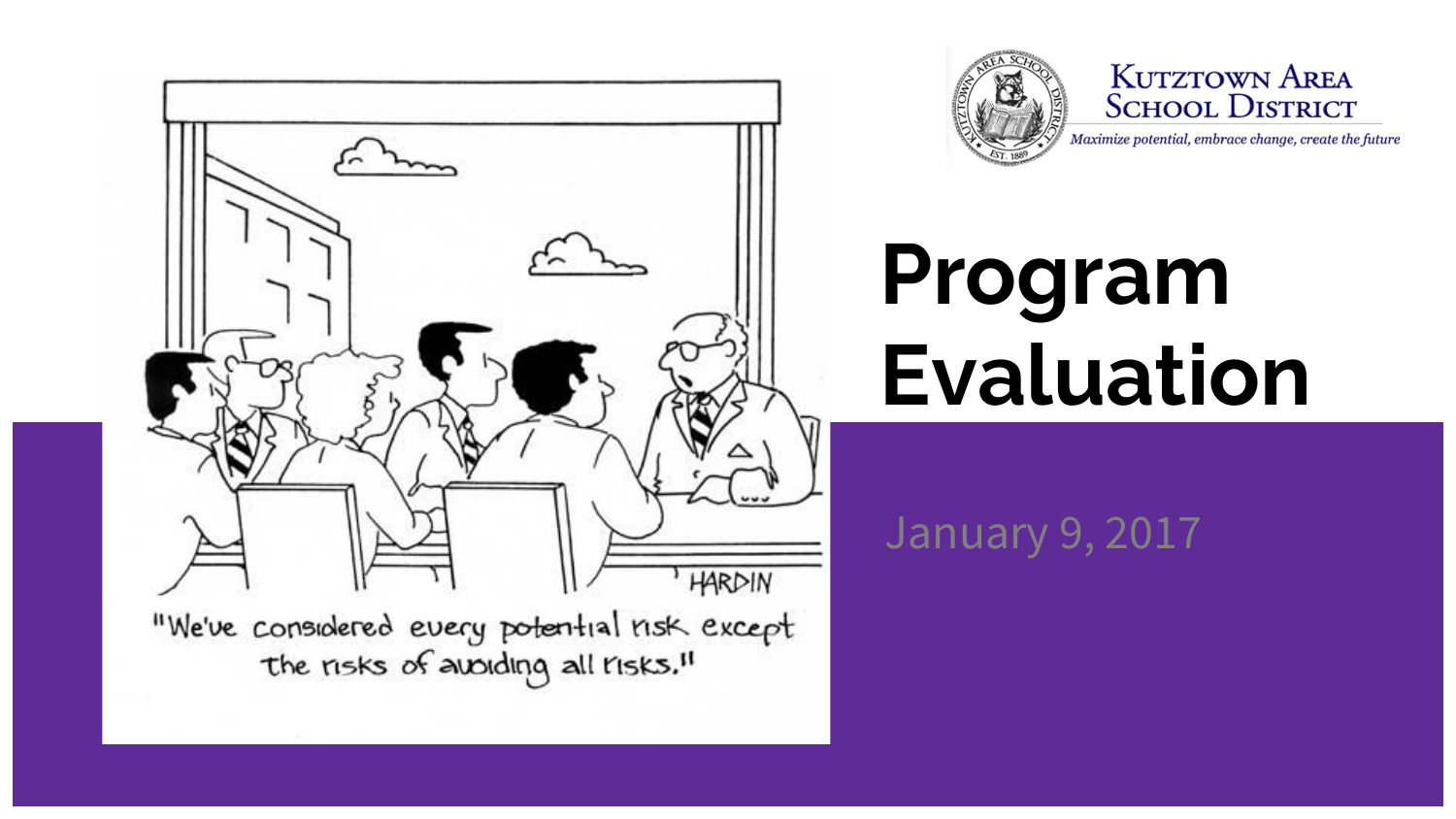"We've considered every potential risk except the risks of avoiding all risks."

Kutztown Area School District

*Maximize potential, embrace change, create the future*

# Program Evaluation

January 9, 2017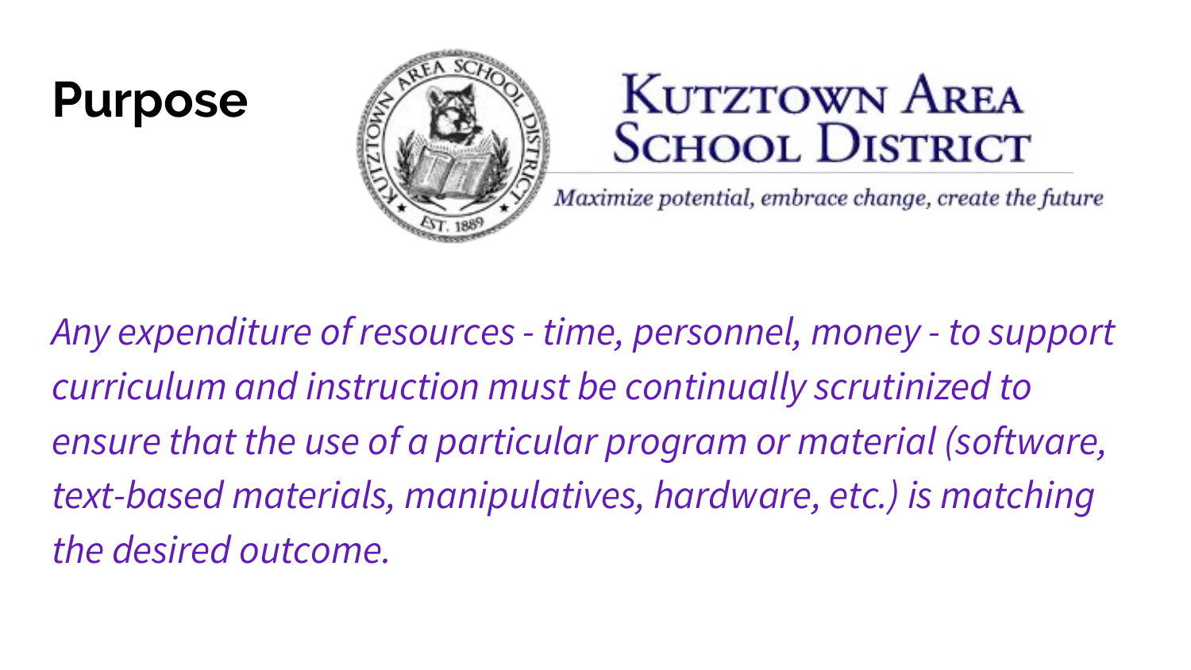# Purpose

Kutztown Area School District

*Maximize potential, embrace change, create the future*

*Any expenditure of resources - time, personnel, money - to support curriculum and instruction must be continually scrutinized to ensure that the use of a particular program or material (software, text-based materials, manipulatives, hardware, etc.) is matching the desired outcome.*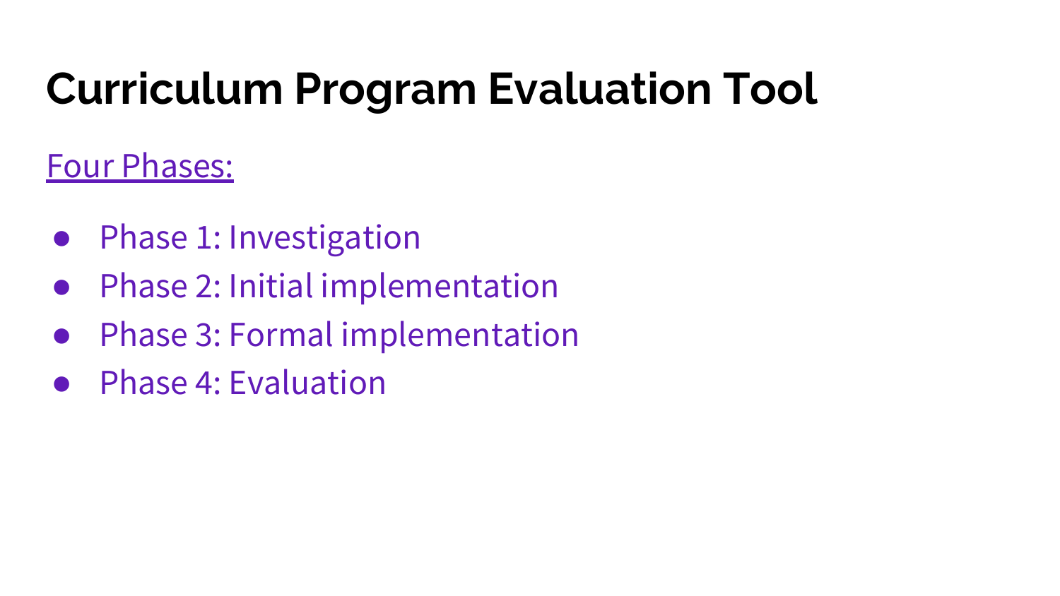# Curriculum Program Evaluation Tool

<u>Four Phases:</u>

- Phase 1: Investigation
- Phase 2: Initial implementation
- Phase 3: Formal implementation
- Phase 4: Evaluation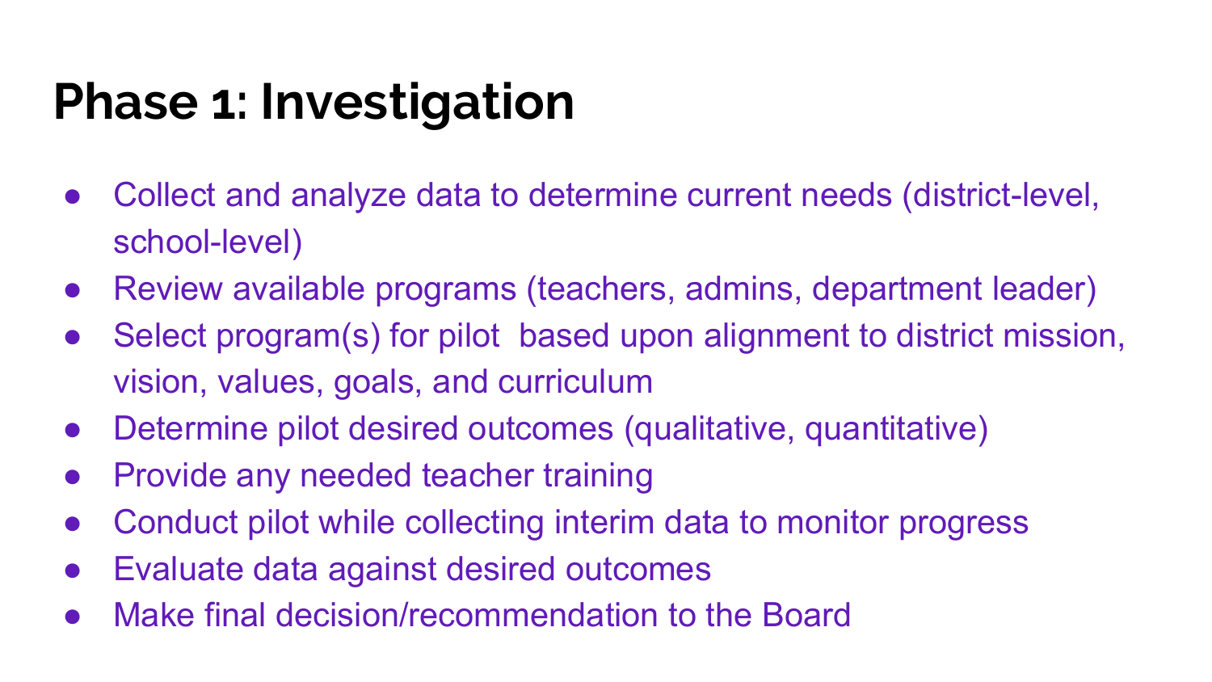# Phase 1: Investigation

- Collect and analyze data to determine current needs (district-level, school-level)
- Review available programs (teachers, admins, department leader)
- Select program(s) for pilot  based upon alignment to district mission, vision, values, goals, and curriculum
- Determine pilot desired outcomes (qualitative, quantitative)
- Provide any needed teacher training
- Conduct pilot while collecting interim data to monitor progress
- Evaluate data against desired outcomes
- Make final decision/recommendation to the Board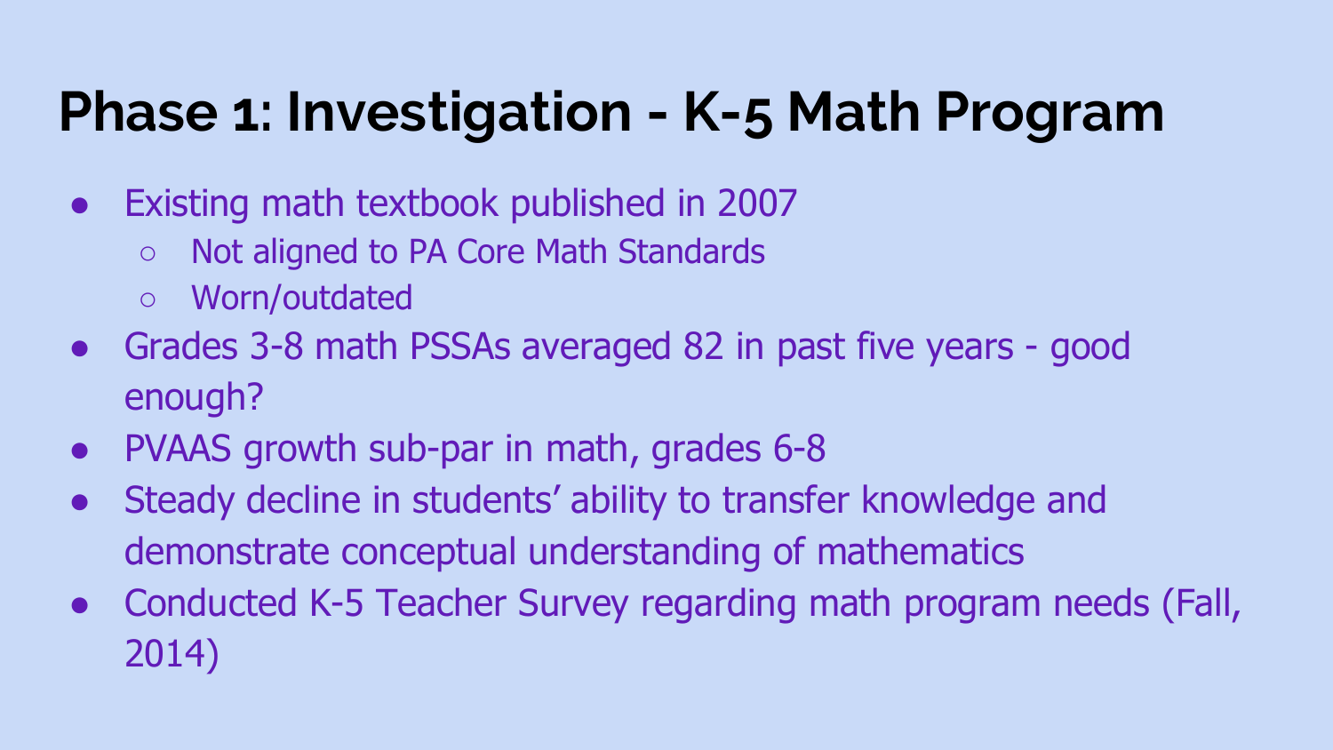# Phase 1: Investigation - K-5 Math Program

- Existing math textbook published in 2007
  - Not aligned to PA Core Math Standards
  - Worn/outdated
- Grades 3-8 math PSSAs averaged 82 in past five years - good enough?
- PVAAS growth sub-par in math, grades 6-8
- Steady decline in students' ability to transfer knowledge and demonstrate conceptual understanding of mathematics
- Conducted K-5 Teacher Survey regarding math program needs (Fall, 2014)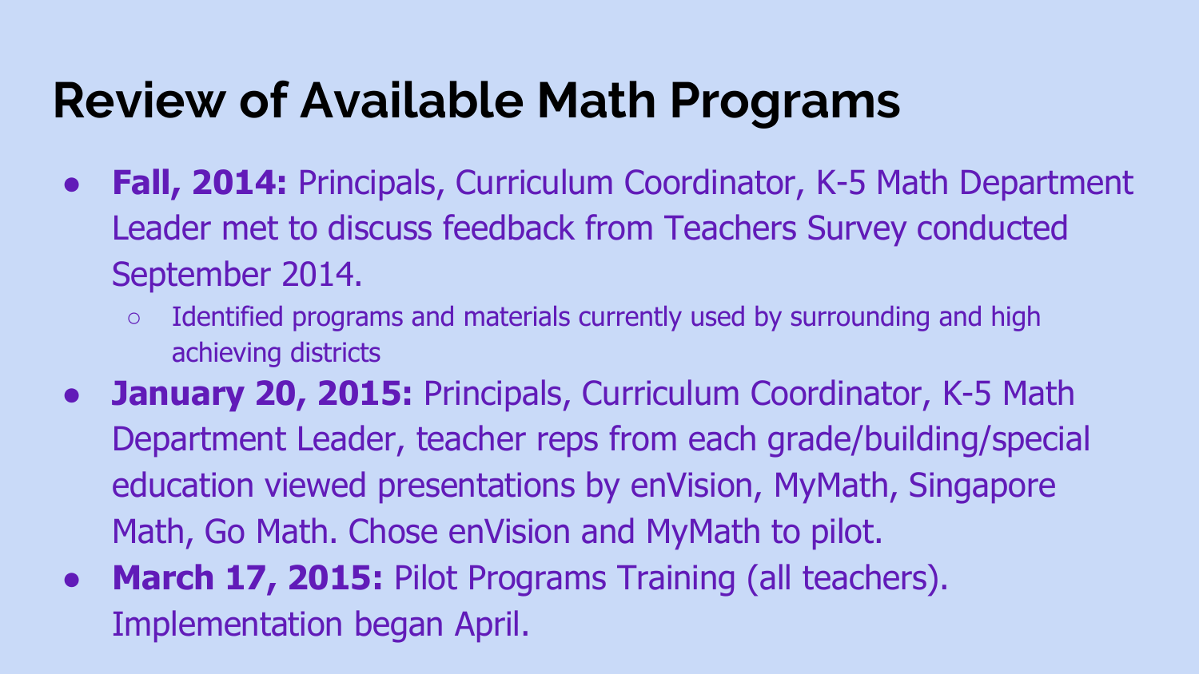# Review of Available Math Programs

- **Fall, 2014:** Principals, Curriculum Coordinator, K-5 Math Department Leader met to discuss feedback from Teachers Survey conducted September 2014.
  - Identified programs and materials currently used by surrounding and high achieving districts
- **January 20, 2015:** Principals, Curriculum Coordinator, K-5 Math Department Leader, teacher reps from each grade/building/special education viewed presentations by enVision, MyMath, Singapore Math, Go Math. Chose enVision and MyMath to pilot.
- **March 17, 2015:** Pilot Programs Training (all teachers). Implementation began April.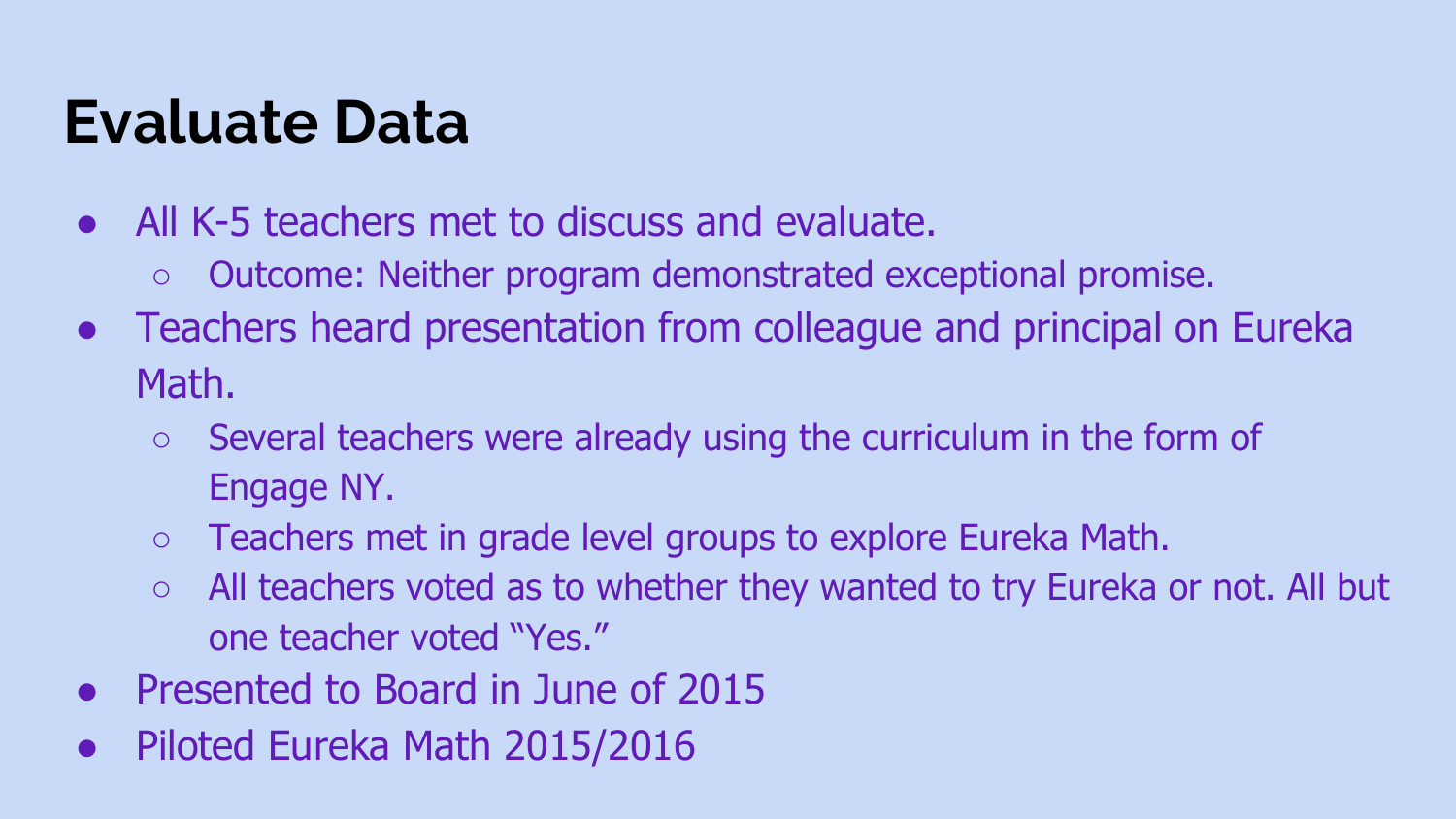# Evaluate Data

- All K-5 teachers met to discuss and evaluate.
  - Outcome: Neither program demonstrated exceptional promise.
- Teachers heard presentation from colleague and principal on Eureka Math.
  - Several teachers were already using the curriculum in the form of Engage NY.
  - Teachers met in grade level groups to explore Eureka Math.
  - All teachers voted as to whether they wanted to try Eureka or not. All but one teacher voted "Yes."
- Presented to Board in June of 2015
- Piloted Eureka Math 2015/2016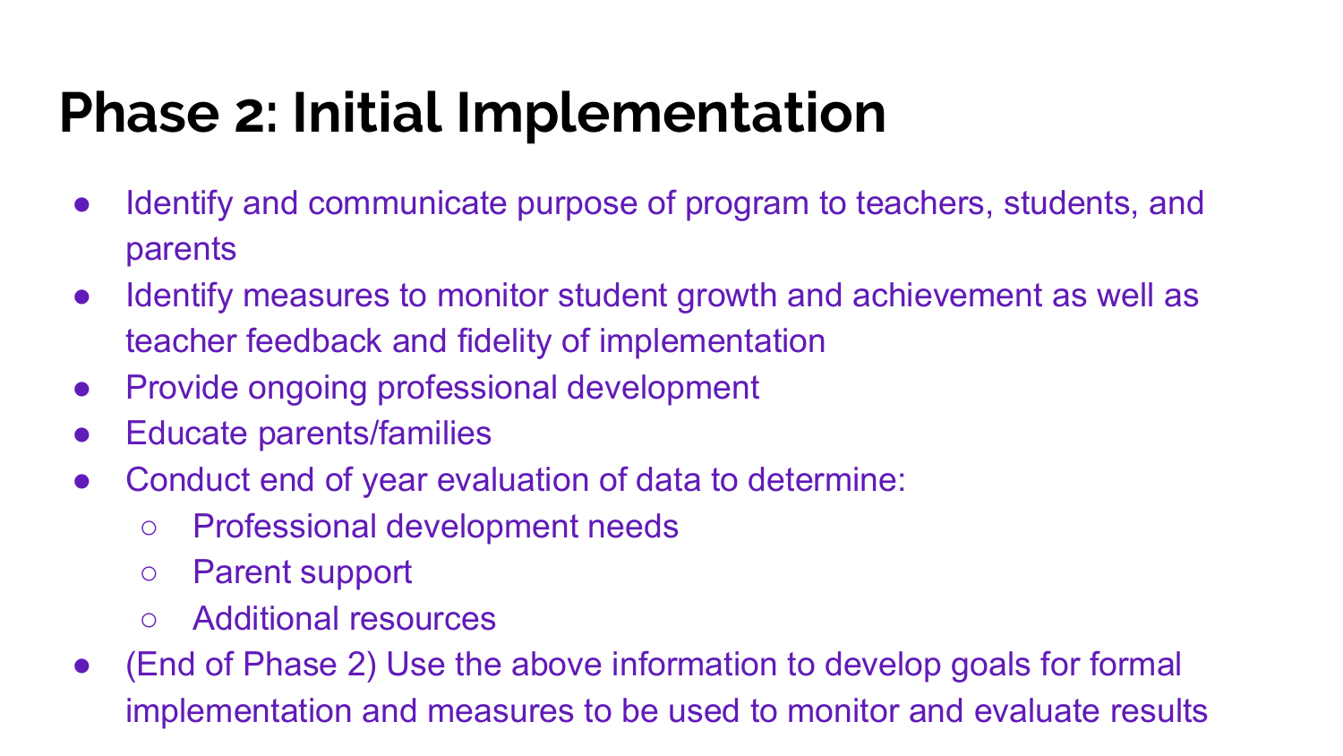# Phase 2: Initial Implementation

- Identify and communicate purpose of program to teachers, students, and parents
- Identify measures to monitor student growth and achievement as well as teacher feedback and fidelity of implementation
- Provide ongoing professional development
- Educate parents/families
- Conduct end of year evaluation of data to determine:
  - Professional development needs
  - Parent support
  - Additional resources
- (End of Phase 2) Use the above information to develop goals for formal implementation and measures to be used to monitor and evaluate results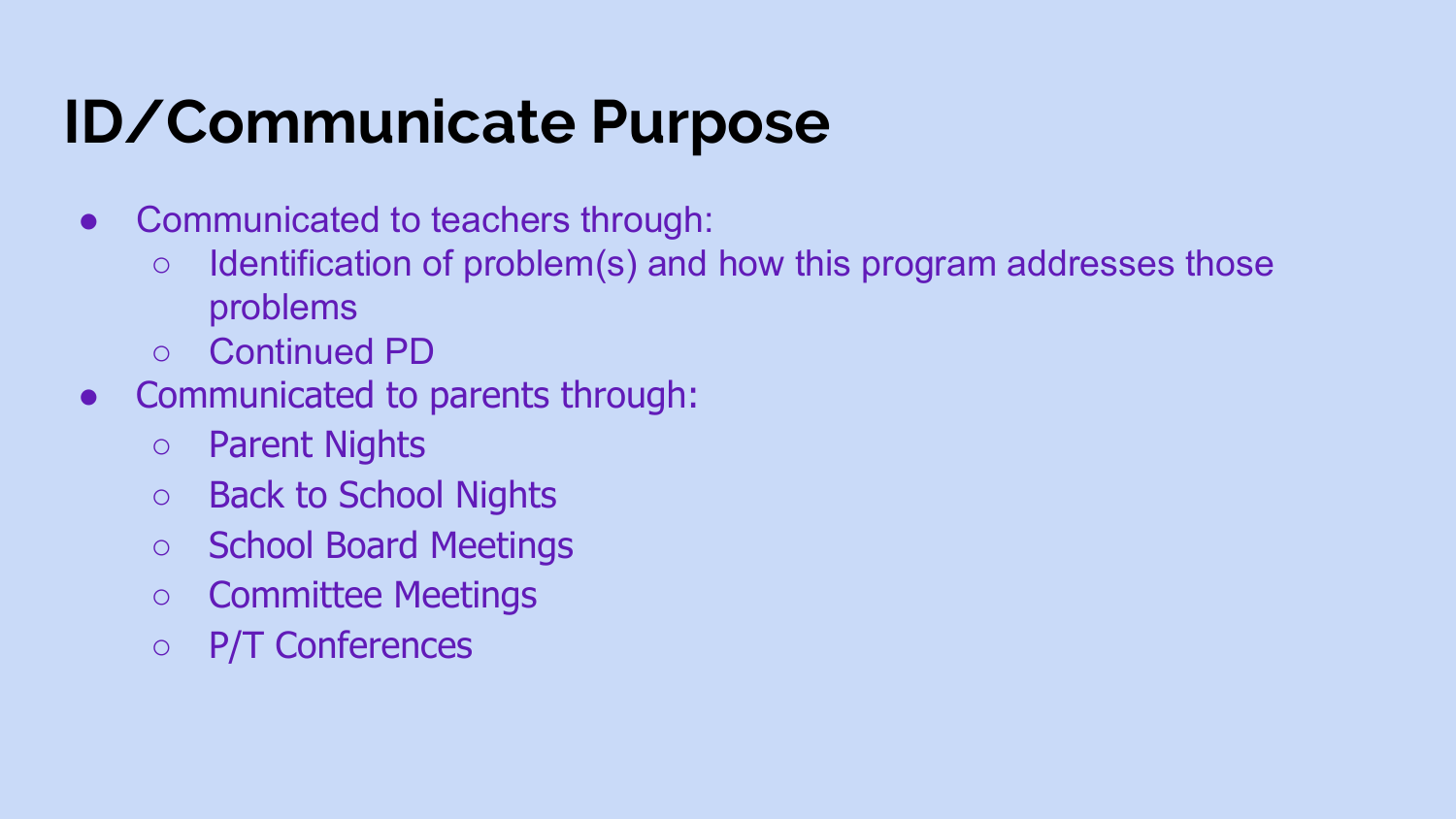# ID/Communicate Purpose

- Communicated to teachers through:
  - Identification of problem(s) and how this program addresses those problems
  - Continued PD
- Communicated to parents through:
  - Parent Nights
  - Back to School Nights
  - School Board Meetings
  - Committee Meetings
  - P/T Conferences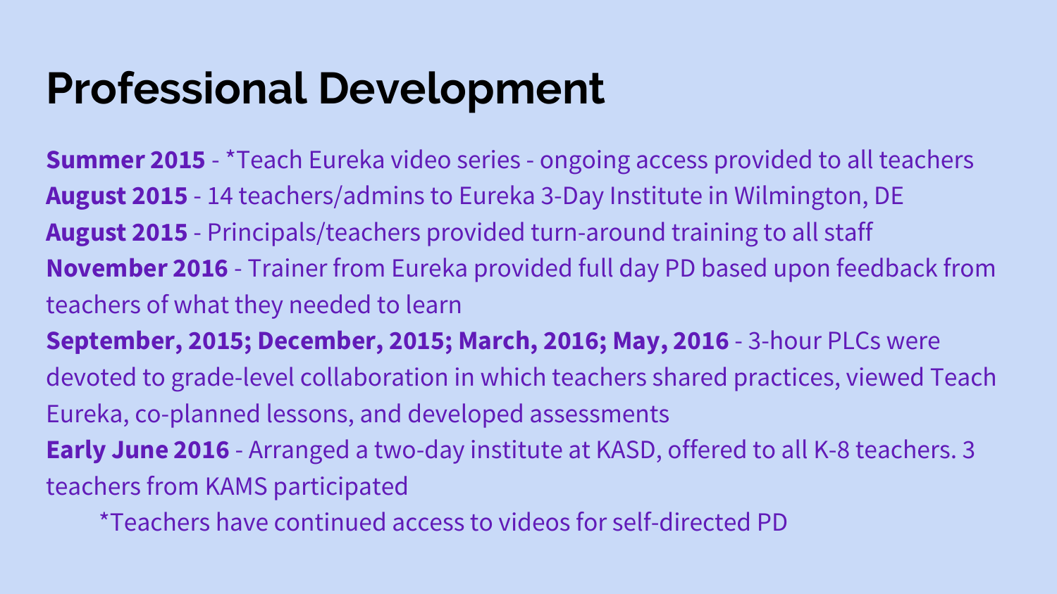# Professional Development

**Summer 2015** - *Teach Eureka video series - ongoing access provided to all teachers
**August 2015** - 14 teachers/admins to Eureka 3-Day Institute in Wilmington, DE
**August 2015** - Principals/teachers provided turn-around training to all staff
**November 2016** - Trainer from Eureka provided full day PD based upon feedback from teachers of what they needed to learn
**September, 2015; December, 2015; March, 2016; May, 2016** - 3-hour PLCs were devoted to grade-level collaboration in which teachers shared practices, viewed Teach Eureka, co-planned lessons, and developed assessments
**Early June 2016** - Arranged a two-day institute at KASD, offered to all K-8 teachers. 3 teachers from KAMS participated

*Teachers have continued access to videos for self-directed PD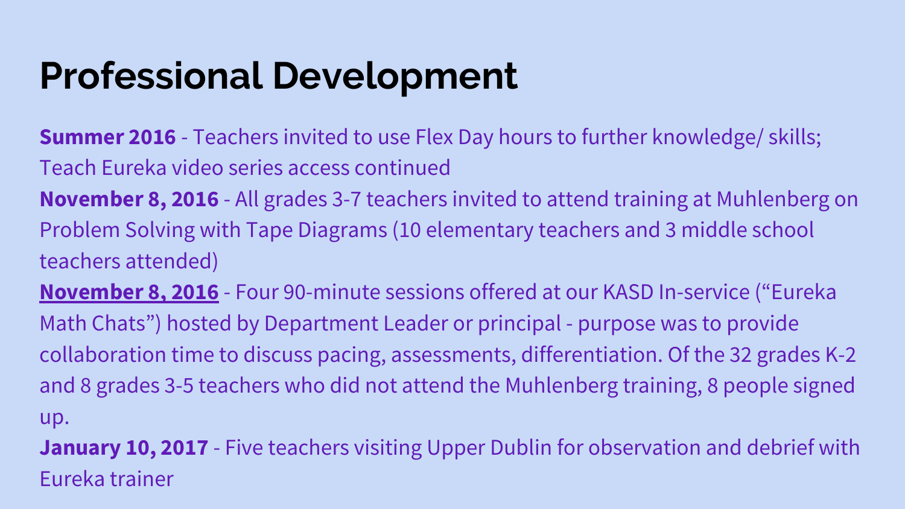# Professional Development

**Summer 2016** - Teachers invited to use Flex Day hours to further knowledge/ skills; Teach Eureka video series access continued

**November 8, 2016** - All grades 3-7 teachers invited to attend training at Muhlenberg on Problem Solving with Tape Diagrams (10 elementary teachers and 3 middle school teachers attended)

<u>**November 8, 2016**</u> - Four 90-minute sessions offered at our KASD In-service ("Eureka Math Chats") hosted by Department Leader or principal - purpose was to provide collaboration time to discuss pacing, assessments, differentiation. Of the 32 grades K-2 and 8 grades 3-5 teachers who did not attend the Muhlenberg training, 8 people signed up.

**January 10, 2017** - Five teachers visiting Upper Dublin for observation and debrief with Eureka trainer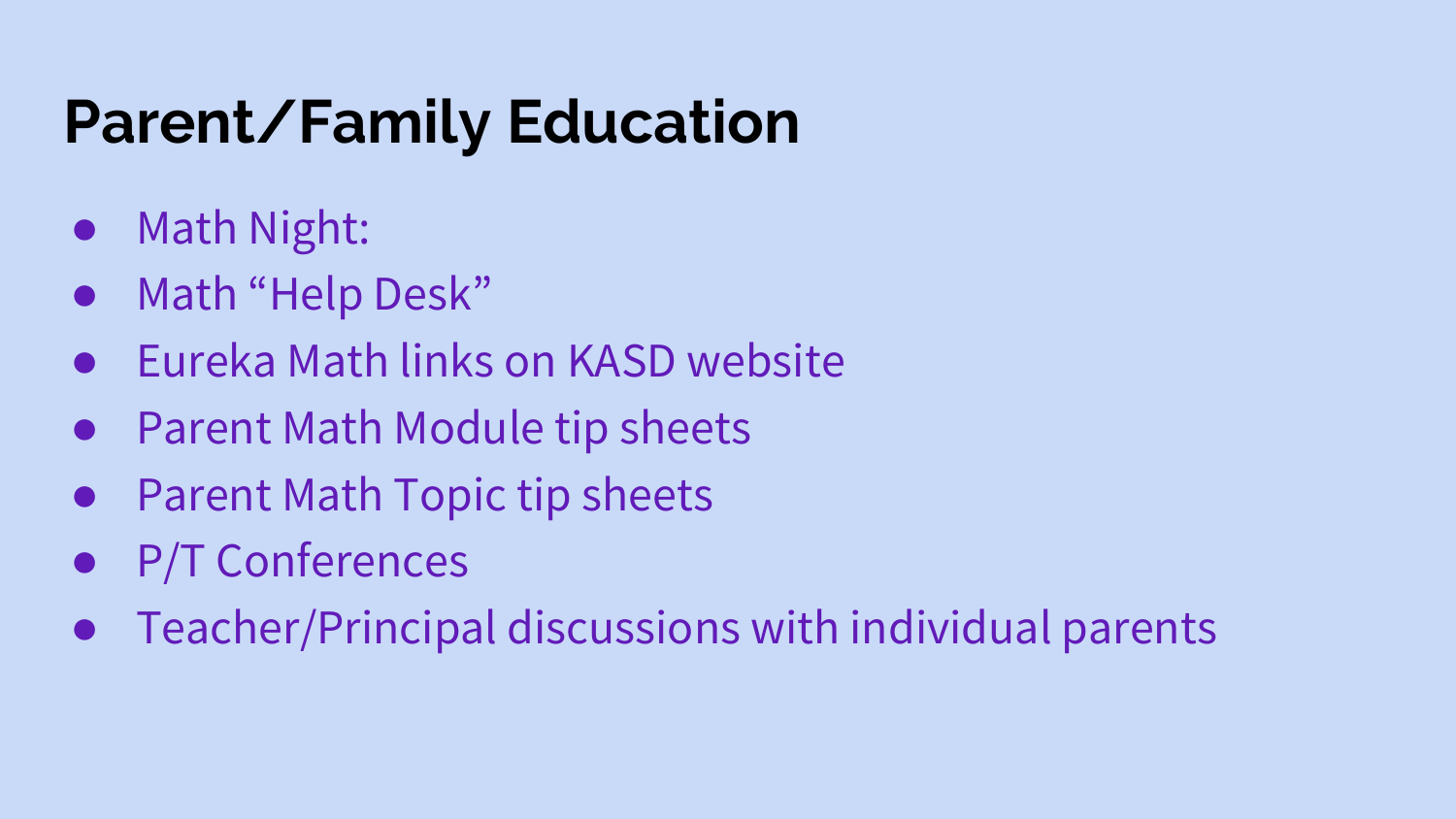# Parent/Family Education

- Math Night:
- Math “Help Desk”
- Eureka Math links on KASD website
- Parent Math Module tip sheets
- Parent Math Topic tip sheets
- P/T Conferences
- Teacher/Principal discussions with individual parents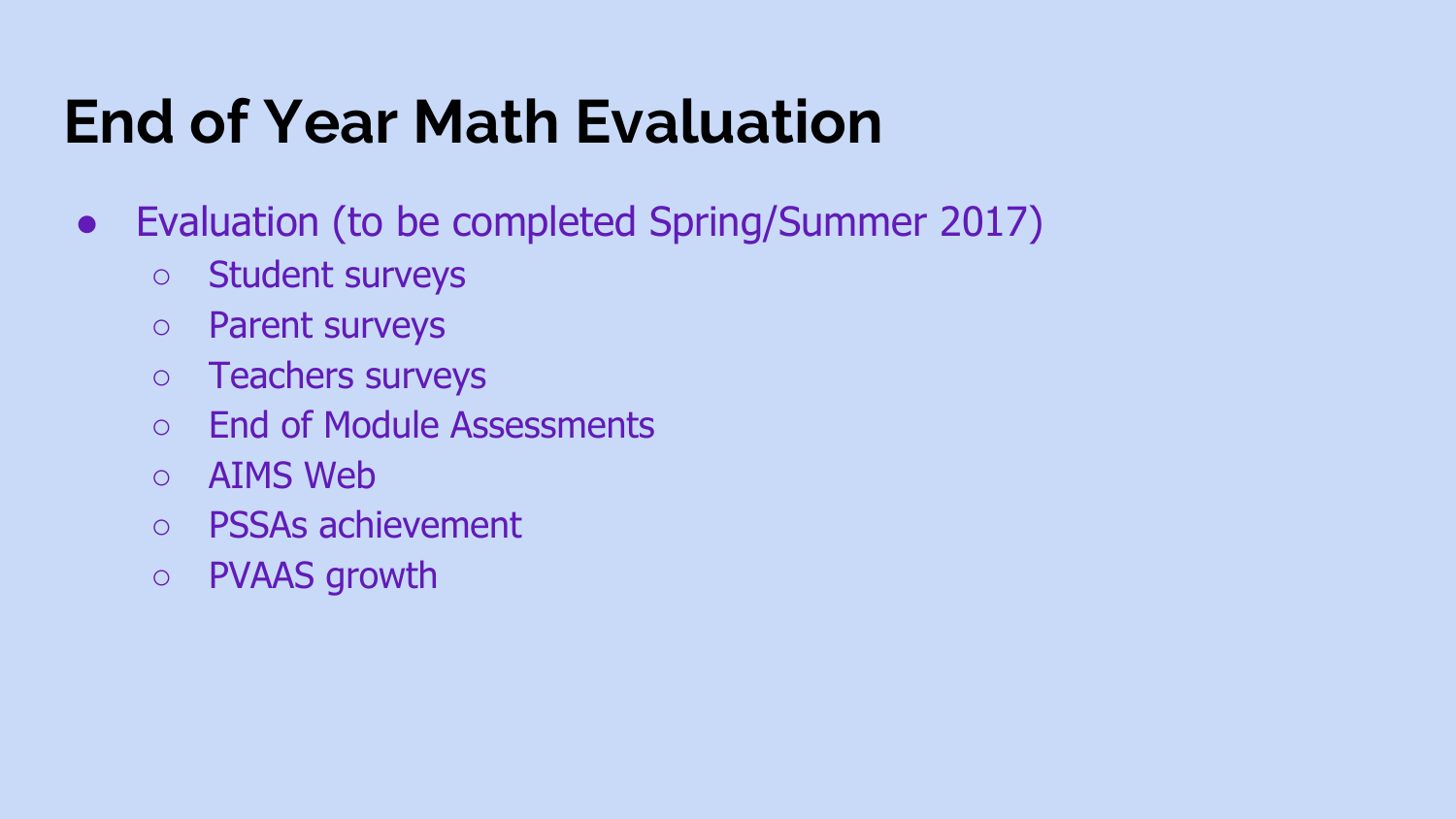# End of Year Math Evaluation

- Evaluation (to be completed Spring/Summer 2017)
  - Student surveys
  - Parent surveys
  - Teachers surveys
  - End of Module Assessments
  - AIMS Web
  - PSSAs achievement
  - PVAAS growth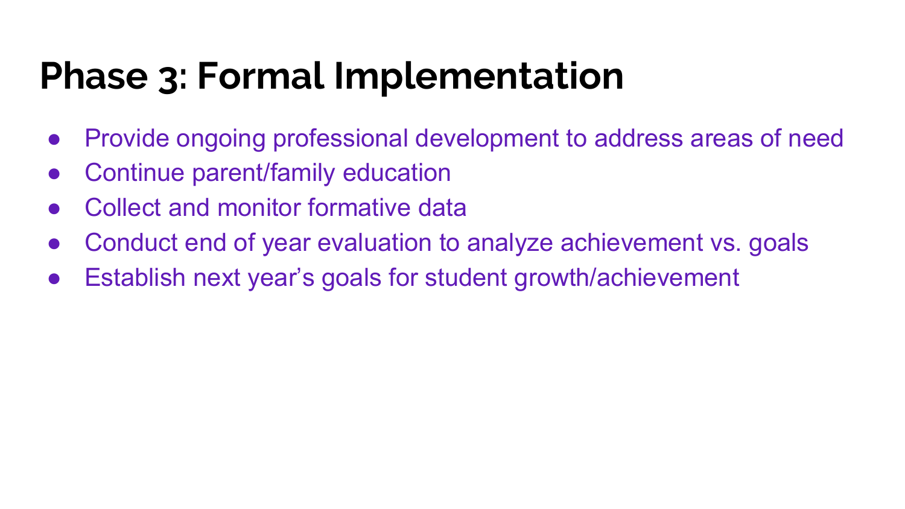# Phase 3: Formal Implementation

- Provide ongoing professional development to address areas of need
- Continue parent/family education
- Collect and monitor formative data
- Conduct end of year evaluation to analyze achievement vs. goals
- Establish next year's goals for student growth/achievement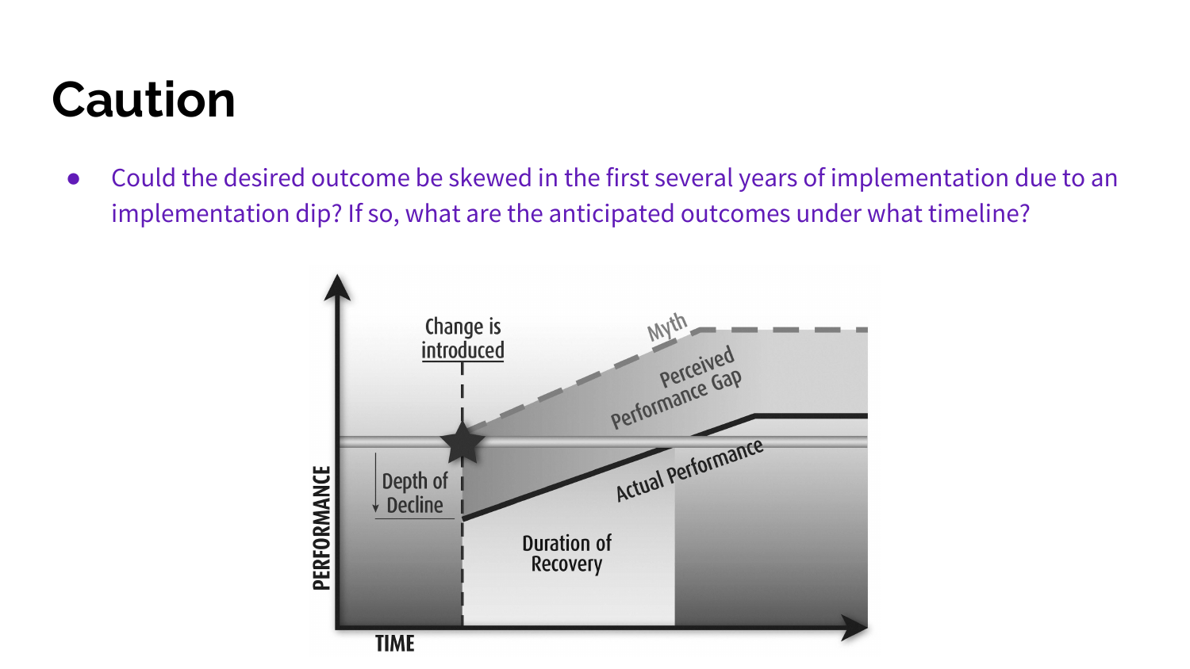# Caution

- Could the desired outcome be skewed in the first several years of implementation due to an implementation dip? If so, what are the anticipated outcomes under what timeline?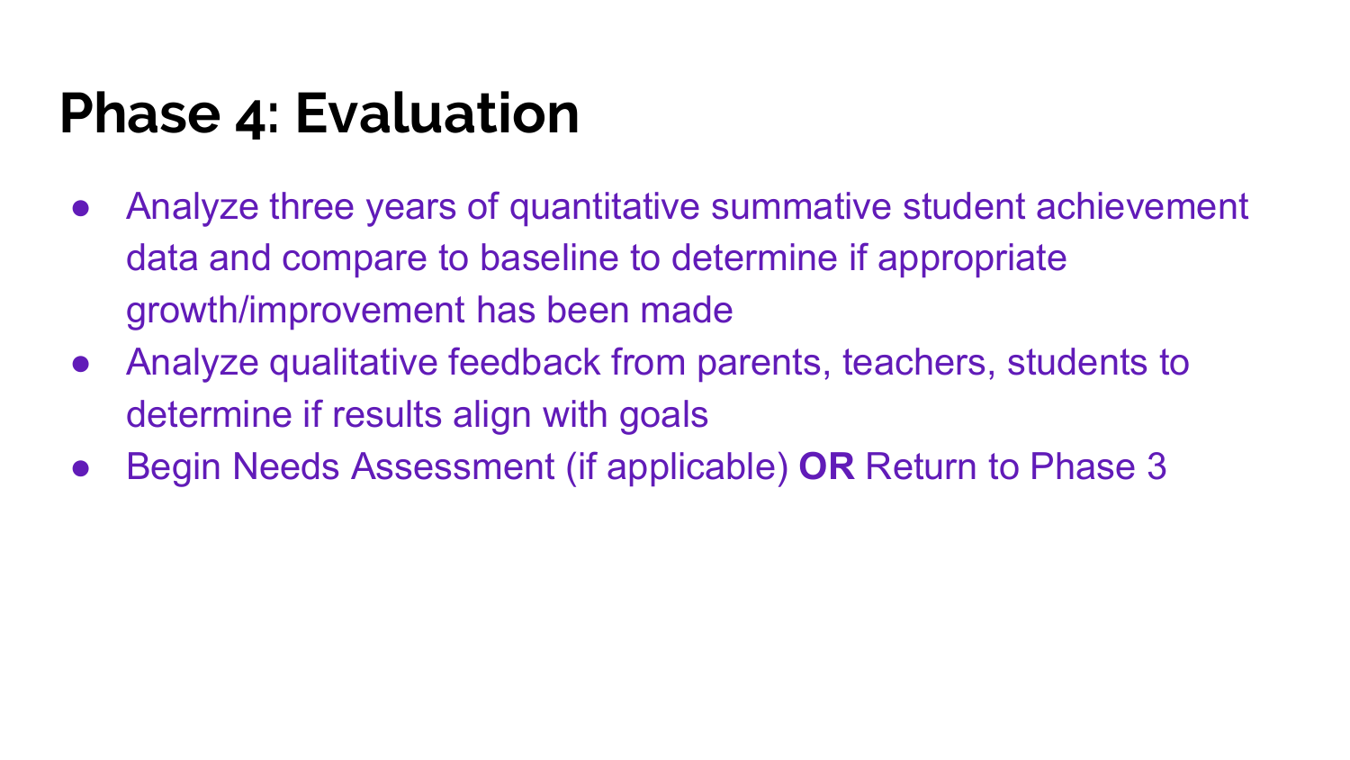# Phase 4: Evaluation

- Analyze three years of quantitative summative student achievement data and compare to baseline to determine if appropriate growth/improvement has been made
- Analyze qualitative feedback from parents, teachers, students to determine if results align with goals
- Begin Needs Assessment (if applicable) **OR** Return to Phase 3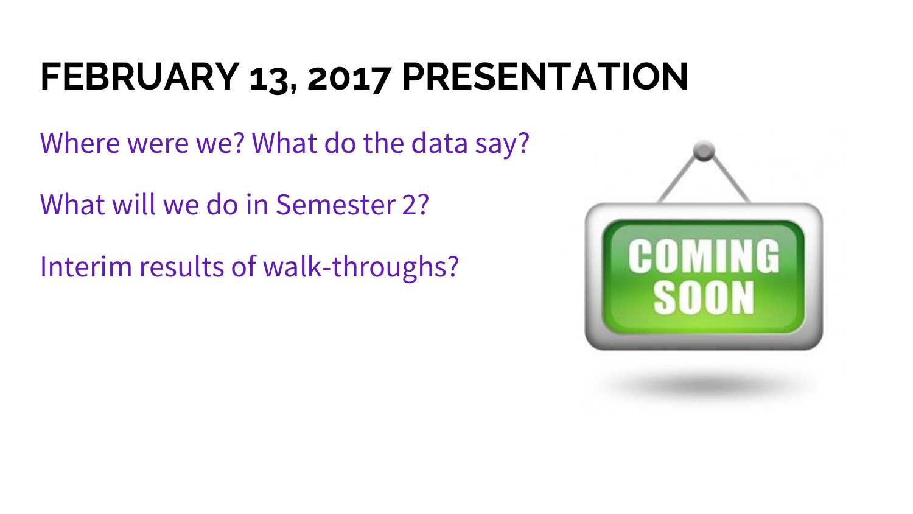# FEBRUARY 13, 2017 PRESENTATION

Where were we? What do the data say?

What will we do in Semester 2?

Interim results of walk-throughs?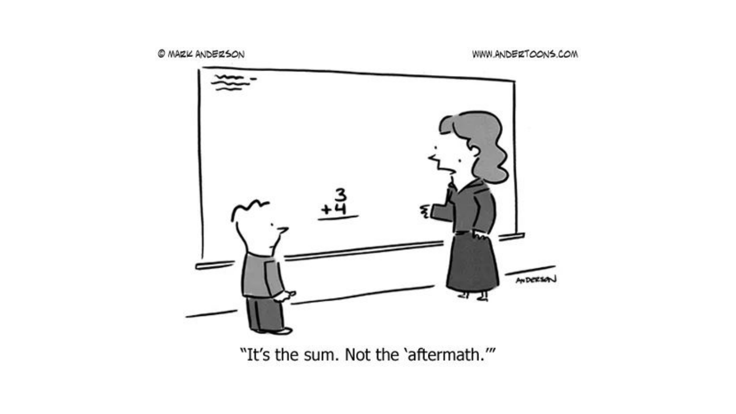© MARK ANDERSON

WWW.ANDERTOONS.COM

$$\begin{array}{r} 3 \\ +4 \\ \hline \end{array}$$

ANDERSON

"It's the sum. Not the 'aftermath.'"